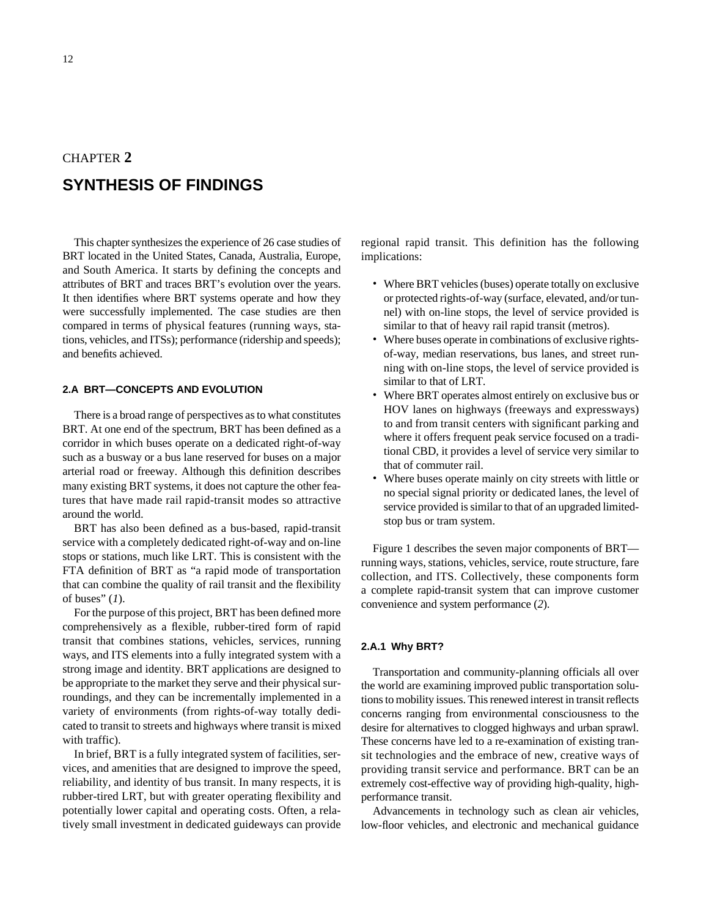# CHAPTER 2

# SYNTHESIS OF FINDINGS

This chapter synthesizes the experience of 26 case studies of BRT located in the United States, Canada, Australia, Europe, and South America. It starts by defining the concepts and attributes of BRT and traces BRT's evolution over the years. It then identifies where BRT systems operate and how they were successfully implemented. The case studies are then compared in terms of physical features (running ways, stations, vehicles, and ITSs); performance (ridership and speeds); and benefits achieved.

## 2.A BRT—CONCEPTS AND EVOLUTION

There is a broad range of perspectives as to what constitutes BRT. At one end of the spectrum, BRT has been defined as a corridor in which buses operate on a dedicated right-of-way such as a busway or a bus lane reserved for buses on a major arterial road or freeway. Although this definition describes many existing BRT systems, it does not capture the other features that have made rail rapid-transit modes so attractive around the world.

BRT has also been defined as a bus-based, rapid-transit service with a completely dedicated right-of-way and on-line stops or stations, much like LRT. This is consistent with the FTA definition of BRT as "a rapid mode of transportation that can combine the quality of rail transit and the flexibility of buses" (*1*).

For the purpose of this project, BRT has been defined more comprehensively as a flexible, rubber-tired form of rapid transit that combines stations, vehicles, services, running ways, and ITS elements into a fully integrated system with a strong image and identity. BRT applications are designed to be appropriate to the market they serve and their physical surroundings, and they can be incrementally implemented in a variety of environments (from rights-of-way totally dedicated to transit to streets and highways where transit is mixed with traffic).

In brief, BRT is a fully integrated system of facilities, services, and amenities that are designed to improve the speed, reliability, and identity of bus transit. In many respects, it is rubber-tired LRT, but with greater operating flexibility and potentially lower capital and operating costs. Often, a relatively small investment in dedicated guideways can provide regional rapid transit. This definition has the following implications:

- Where BRT vehicles (buses) operate totally on exclusive or protected rights-of-way (surface, elevated, and/or tunnel) with on-line stops, the level of service provided is similar to that of heavy rail rapid transit (metros).
- Where buses operate in combinations of exclusive rights-of-way, median reservations, bus lanes, and street running with on-line stops, the level of service provided is similar to that of LRT.
- Where BRT operates almost entirely on exclusive bus or HOV lanes on highways (freeways and expressways) to and from transit centers with significant parking and where it offers frequent peak service focused on a traditional CBD, it provides a level of service very similar to that of commuter rail.
- Where buses operate mainly on city streets with little or no special signal priority or dedicated lanes, the level of service provided is similar to that of an upgraded limited-stop bus or tram system.

Figure 1 describes the seven major components of BRT—running ways, stations, vehicles, service, route structure, fare collection, and ITS. Collectively, these components form a complete rapid-transit system that can improve customer convenience and system performance (*2*).

### 2.A.1 Why BRT?

Transportation and community-planning officials all over the world are examining improved public transportation solutions to mobility issues. This renewed interest in transit reflects concerns ranging from environmental consciousness to the desire for alternatives to clogged highways and urban sprawl. These concerns have led to a re-examination of existing transit technologies and the embrace of new, creative ways of providing transit service and performance. BRT can be an extremely cost-effective way of providing high-quality, high-performance transit.

Advancements in technology such as clean air vehicles, low-floor vehicles, and electronic and mechanical guidance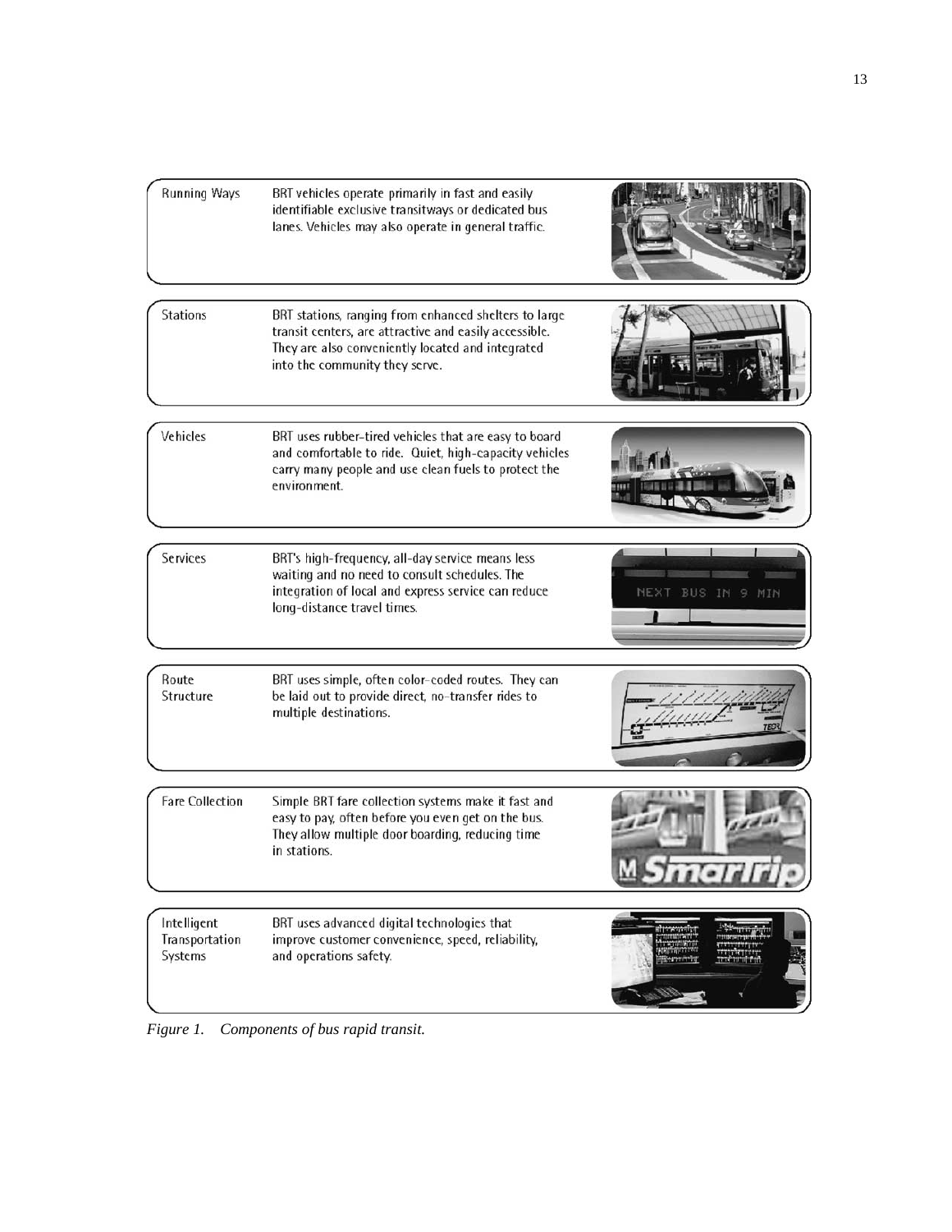| Component | Description |
| --- | --- |
| Running Ways | BRT vehicles operate primarily in fast and easily identifiable exclusive transitways or dedicated bus lanes. Vehicles may also operate in general traffic. |
| Stations | BRT stations, ranging from enhanced shelters to large transit centers, are attractive and easily accessible. They are also conveniently located and integrated into the community they serve. |
| Vehicles | BRT uses rubber-tired vehicles that are easy to board and comfortable to ride. Quiet, high-capacity vehicles carry many people and use clean fuels to protect the environment. |
| Services | BRT's high-frequency, all-day service means less waiting and no need to consult schedules. The integration of local and express service can reduce long-distance travel times. |
| Route Structure | BRT uses simple, often color-coded routes. They can be laid out to provide direct, no-transfer rides to multiple destinations. |
| Fare Collection | Simple BRT fare collection systems make it fast and easy to pay, often before you even get on the bus. They allow multiple door boarding, reducing time in stations. |
| Intelligent Transportation Systems | BRT uses advanced digital technologies that improve customer convenience, speed, reliability, and operations safety. |

*Figure 1. Components of bus rapid transit.*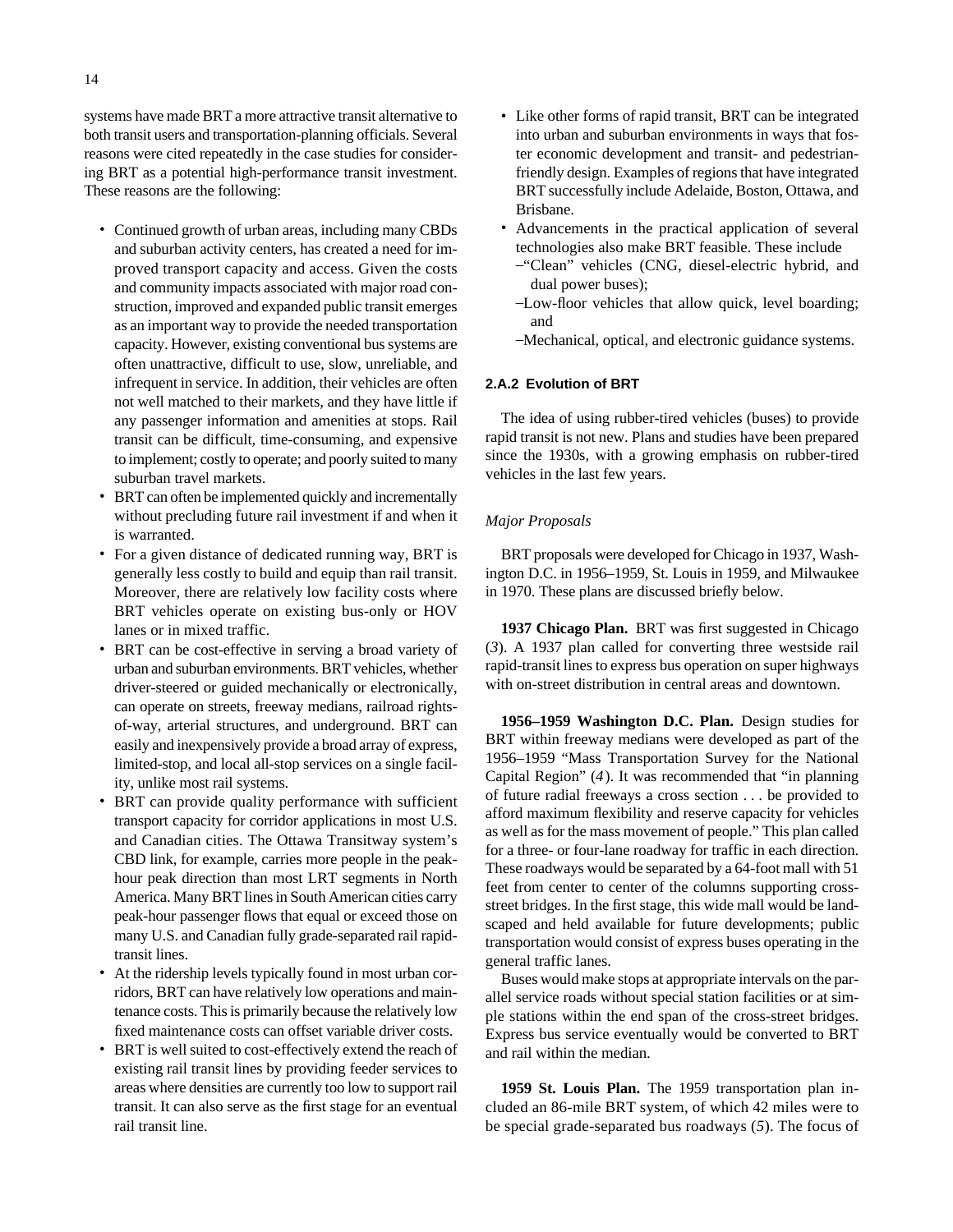systems have made BRT a more attractive transit alternative to both transit users and transportation-planning officials. Several reasons were cited repeatedly in the case studies for considering BRT as a potential high-performance transit investment. These reasons are the following:

- Continued growth of urban areas, including many CBDs and suburban activity centers, has created a need for improved transport capacity and access. Given the costs and community impacts associated with major road construction, improved and expanded public transit emerges as an important way to provide the needed transportation capacity. However, existing conventional bus systems are often unattractive, difficult to use, slow, unreliable, and infrequent in service. In addition, their vehicles are often not well matched to their markets, and they have little if any passenger information and amenities at stops. Rail transit can be difficult, time-consuming, and expensive to implement; costly to operate; and poorly suited to many suburban travel markets.
- BRT can often be implemented quickly and incrementally without precluding future rail investment if and when it is warranted.
- For a given distance of dedicated running way, BRT is generally less costly to build and equip than rail transit. Moreover, there are relatively low facility costs where BRT vehicles operate on existing bus-only or HOV lanes or in mixed traffic.
- BRT can be cost-effective in serving a broad variety of urban and suburban environments. BRT vehicles, whether driver-steered or guided mechanically or electronically, can operate on streets, freeway medians, railroad rights-of-way, arterial structures, and underground. BRT can easily and inexpensively provide a broad array of express, limited-stop, and local all-stop services on a single facility, unlike most rail systems.
- BRT can provide quality performance with sufficient transport capacity for corridor applications in most U.S. and Canadian cities. The Ottawa Transitway system's CBD link, for example, carries more people in the peak-hour peak direction than most LRT segments in North America. Many BRT lines in South American cities carry peak-hour passenger flows that equal or exceed those on many U.S. and Canadian fully grade-separated rail rapid-transit lines.
- At the ridership levels typically found in most urban corridors, BRT can have relatively low operations and maintenance costs. This is primarily because the relatively low fixed maintenance costs can offset variable driver costs.
- BRT is well suited to cost-effectively extend the reach of existing rail transit lines by providing feeder services to areas where densities are currently too low to support rail transit. It can also serve as the first stage for an eventual rail transit line.
- Like other forms of rapid transit, BRT can be integrated into urban and suburban environments in ways that foster economic development and transit- and pedestrian-friendly design. Examples of regions that have integrated BRT successfully include Adelaide, Boston, Ottawa, and Brisbane.
- Advancements in the practical application of several technologies also make BRT feasible. These include
  - "Clean" vehicles (CNG, diesel-electric hybrid, and dual power buses);
  - Low-floor vehicles that allow quick, level boarding; and
  - Mechanical, optical, and electronic guidance systems.

### 2.A.2 Evolution of BRT

The idea of using rubber-tired vehicles (buses) to provide rapid transit is not new. Plans and studies have been prepared since the 1930s, with a growing emphasis on rubber-tired vehicles in the last few years.

*Major Proposals*

BRT proposals were developed for Chicago in 1937, Washington D.C. in 1956–1959, St. Louis in 1959, and Milwaukee in 1970. These plans are discussed briefly below.

**1937 Chicago Plan.** BRT was first suggested in Chicago (*3*). A 1937 plan called for converting three westside rail rapid-transit lines to express bus operation on super highways with on-street distribution in central areas and downtown.

**1956–1959 Washington D.C. Plan.** Design studies for BRT within freeway medians were developed as part of the 1956–1959 "Mass Transportation Survey for the National Capital Region" (*4*). It was recommended that "in planning of future radial freeways a cross section . . . be provided to afford maximum flexibility and reserve capacity for vehicles as well as for the mass movement of people." This plan called for a three- or four-lane roadway for traffic in each direction. These roadways would be separated by a 64-foot mall with 51 feet from center to center of the columns supporting cross-street bridges. In the first stage, this wide mall would be landscaped and held available for future developments; public transportation would consist of express buses operating in the general traffic lanes.

Buses would make stops at appropriate intervals on the parallel service roads without special station facilities or at simple stations within the end span of the cross-street bridges. Express bus service eventually would be converted to BRT and rail within the median.

**1959 St. Louis Plan.** The 1959 transportation plan included an 86-mile BRT system, of which 42 miles were to be special grade-separated bus roadways (*5*). The focus of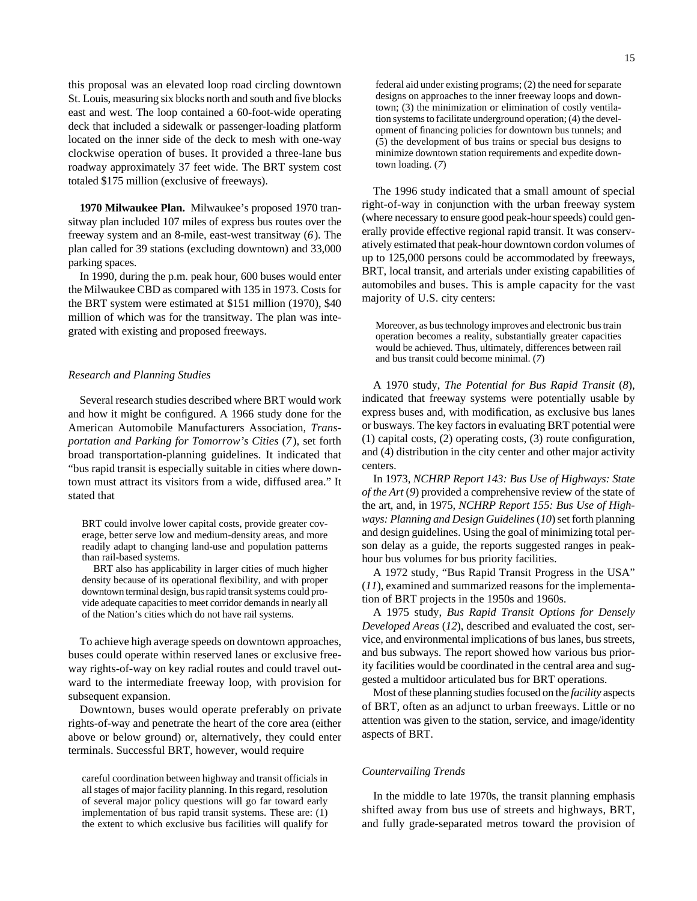this proposal was an elevated loop road circling downtown St. Louis, measuring six blocks north and south and five blocks east and west. The loop contained a 60-foot-wide operating deck that included a sidewalk or passenger-loading platform located on the inner side of the deck to mesh with one-way clockwise operation of buses. It provided a three-lane bus roadway approximately 37 feet wide. The BRT system cost totaled $175 million (exclusive of freeways).

**1970 Milwaukee Plan.** Milwaukee's proposed 1970 transitway plan included 107 miles of express bus routes over the freeway system and an 8-mile, east-west transitway (*6*). The plan called for 39 stations (excluding downtown) and 33,000 parking spaces.

In 1990, during the p.m. peak hour, 600 buses would enter the Milwaukee CBD as compared with 135 in 1973. Costs for the BRT system were estimated at $151 million (1970), $40 million of which was for the transitway. The plan was integrated with existing and proposed freeways.

### *Research and Planning Studies*

Several research studies described where BRT would work and how it might be configured. A 1966 study done for the American Automobile Manufacturers Association, *Transportation and Parking for Tomorrow's Cities* (*7*), set forth broad transportation-planning guidelines. It indicated that "bus rapid transit is especially suitable in cities where downtown must attract its visitors from a wide, diffused area." It stated that

> BRT could involve lower capital costs, provide greater coverage, better serve low and medium-density areas, and more readily adapt to changing land-use and population patterns than rail-based systems.
>
> BRT also has applicability in larger cities of much higher density because of its operational flexibility, and with proper downtown terminal design, bus rapid transit systems could provide adequate capacities to meet corridor demands in nearly all of the Nation's cities which do not have rail systems.

To achieve high average speeds on downtown approaches, buses could operate within reserved lanes or exclusive freeway rights-of-way on key radial routes and could travel outward to the intermediate freeway loop, with provision for subsequent expansion.

Downtown, buses would operate preferably on private rights-of-way and penetrate the heart of the core area (either above or below ground) or, alternatively, they could enter terminals. Successful BRT, however, would require

> careful coordination between highway and transit officials in all stages of major facility planning. In this regard, resolution of several major policy questions will go far toward early implementation of bus rapid transit systems. These are: (1) the extent to which exclusive bus facilities will qualify for federal aid under existing programs; (2) the need for separate designs on approaches to the inner freeway loops and downtown; (3) the minimization or elimination of costly ventilation systems to facilitate underground operation; (4) the development of financing policies for downtown bus tunnels; and (5) the development of bus trains or special bus designs to minimize downtown station requirements and expedite downtown loading. (*7*)

The 1996 study indicated that a small amount of special right-of-way in conjunction with the urban freeway system (where necessary to ensure good peak-hour speeds) could generally provide effective regional rapid transit. It was conservatively estimated that peak-hour downtown cordon volumes of up to 125,000 persons could be accommodated by freeways, BRT, local transit, and arterials under existing capabilities of automobiles and buses. This is ample capacity for the vast majority of U.S. city centers:

> Moreover, as bus technology improves and electronic bus train operation becomes a reality, substantially greater capacities would be achieved. Thus, ultimately, differences between rail and bus transit could become minimal. (*7*)

A 1970 study, *The Potential for Bus Rapid Transit* (*8*), indicated that freeway systems were potentially usable by express buses and, with modification, as exclusive bus lanes or busways. The key factors in evaluating BRT potential were (1) capital costs, (2) operating costs, (3) route configuration, and (4) distribution in the city center and other major activity centers.

In 1973, *NCHRP Report 143: Bus Use of Highways: State of the Art* (*9*) provided a comprehensive review of the state of the art, and, in 1975, *NCHRP Report 155: Bus Use of Highways: Planning and Design Guidelines* (*10*) set forth planning and design guidelines. Using the goal of minimizing total person delay as a guide, the reports suggested ranges in peak-hour bus volumes for bus priority facilities.

A 1972 study, "Bus Rapid Transit Progress in the USA" (*11*), examined and summarized reasons for the implementation of BRT projects in the 1950s and 1960s.

A 1975 study, *Bus Rapid Transit Options for Densely Developed Areas* (*12*), described and evaluated the cost, service, and environmental implications of bus lanes, bus streets, and bus subways. The report showed how various bus priority facilities would be coordinated in the central area and suggested a multidoor articulated bus for BRT operations.

Most of these planning studies focused on the *facility* aspects of BRT, often as an adjunct to urban freeways. Little or no attention was given to the station, service, and image/identity aspects of BRT.

### *Countervailing Trends*

In the middle to late 1970s, the transit planning emphasis shifted away from bus use of streets and highways, BRT, and fully grade-separated metros toward the provision of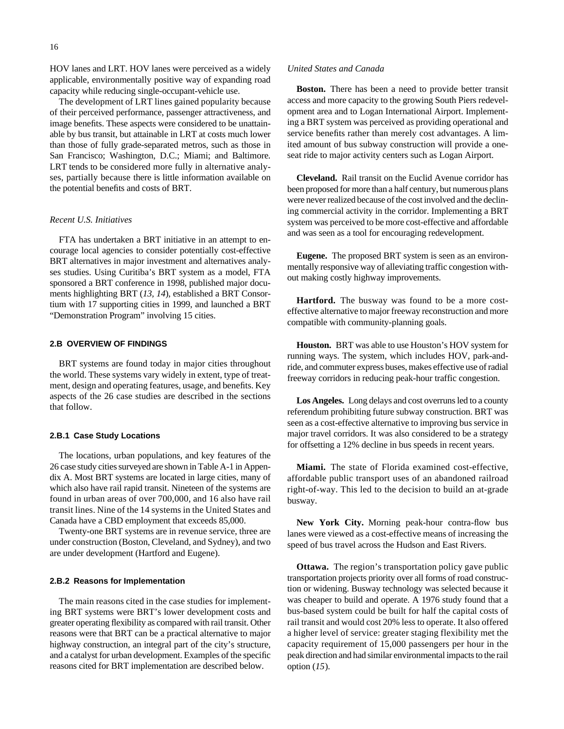HOV lanes and LRT. HOV lanes were perceived as a widely applicable, environmentally positive way of expanding road capacity while reducing single-occupant-vehicle use.

The development of LRT lines gained popularity because of their perceived performance, passenger attractiveness, and image benefits. These aspects were considered to be unattainable by bus transit, but attainable in LRT at costs much lower than those of fully grade-separated metros, such as those in San Francisco; Washington, D.C.; Miami; and Baltimore. LRT tends to be considered more fully in alternative analyses, partially because there is little information available on the potential benefits and costs of BRT.

*Recent U.S. Initiatives*

FTA has undertaken a BRT initiative in an attempt to encourage local agencies to consider potentially cost-effective BRT alternatives in major investment and alternatives analyses studies. Using Curitiba's BRT system as a model, FTA sponsored a BRT conference in 1998, published major documents highlighting BRT (*13, 14*), established a BRT Consortium with 17 supporting cities in 1999, and launched a BRT "Demonstration Program" involving 15 cities.

## 2.B OVERVIEW OF FINDINGS

BRT systems are found today in major cities throughout the world. These systems vary widely in extent, type of treatment, design and operating features, usage, and benefits. Key aspects of the 26 case studies are described in the sections that follow.

### 2.B.1 Case Study Locations

The locations, urban populations, and key features of the 26 case study cities surveyed are shown in Table A-1 in Appendix A. Most BRT systems are located in large cities, many of which also have rail rapid transit. Nineteen of the systems are found in urban areas of over 700,000, and 16 also have rail transit lines. Nine of the 14 systems in the United States and Canada have a CBD employment that exceeds 85,000.

Twenty-one BRT systems are in revenue service, three are under construction (Boston, Cleveland, and Sydney), and two are under development (Hartford and Eugene).

### 2.B.2 Reasons for Implementation

The main reasons cited in the case studies for implementing BRT systems were BRT's lower development costs and greater operating flexibility as compared with rail transit. Other reasons were that BRT can be a practical alternative to major highway construction, an integral part of the city's structure, and a catalyst for urban development. Examples of the specific reasons cited for BRT implementation are described below.

*United States and Canada*

**Boston.** There has been a need to provide better transit access and more capacity to the growing South Piers redevelopment area and to Logan International Airport. Implementing a BRT system was perceived as providing operational and service benefits rather than merely cost advantages. A limited amount of bus subway construction will provide a one-seat ride to major activity centers such as Logan Airport.

**Cleveland.** Rail transit on the Euclid Avenue corridor has been proposed for more than a half century, but numerous plans were never realized because of the cost involved and the declining commercial activity in the corridor. Implementing a BRT system was perceived to be more cost-effective and affordable and was seen as a tool for encouraging redevelopment.

**Eugene.** The proposed BRT system is seen as an environmentally responsive way of alleviating traffic congestion without making costly highway improvements.

**Hartford.** The busway was found to be a more cost-effective alternative to major freeway reconstruction and more compatible with community-planning goals.

**Houston.** BRT was able to use Houston's HOV system for running ways. The system, which includes HOV, park-and-ride, and commuter express buses, makes effective use of radial freeway corridors in reducing peak-hour traffic congestion.

**Los Angeles.** Long delays and cost overruns led to a county referendum prohibiting future subway construction. BRT was seen as a cost-effective alternative to improving bus service in major travel corridors. It was also considered to be a strategy for offsetting a 12% decline in bus speeds in recent years.

**Miami.** The state of Florida examined cost-effective, affordable public transport uses of an abandoned railroad right-of-way. This led to the decision to build an at-grade busway.

**New York City.** Morning peak-hour contra-flow bus lanes were viewed as a cost-effective means of increasing the speed of bus travel across the Hudson and East Rivers.

**Ottawa.** The region's transportation policy gave public transportation projects priority over all forms of road construction or widening. Busway technology was selected because it was cheaper to build and operate. A 1976 study found that a bus-based system could be built for half the capital costs of rail transit and would cost 20% less to operate. It also offered a higher level of service: greater staging flexibility met the capacity requirement of 15,000 passengers per hour in the peak direction and had similar environmental impacts to the rail option (*15*).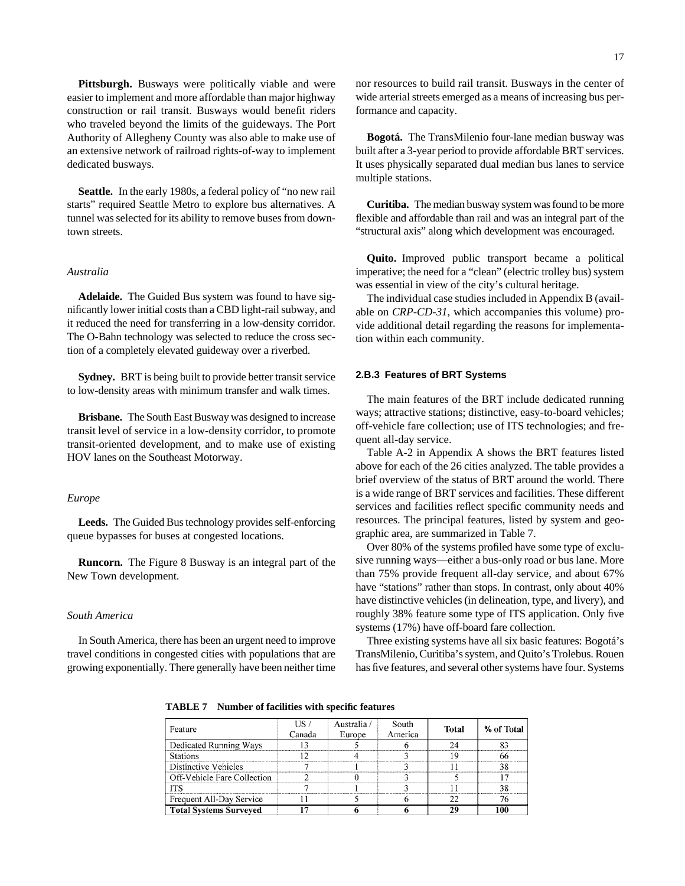**Pittsburgh.** Busways were politically viable and were easier to implement and more affordable than major highway construction or rail transit. Busways would benefit riders who traveled beyond the limits of the guideways. The Port Authority of Allegheny County was also able to make use of an extensive network of railroad rights-of-way to implement dedicated busways.

**Seattle.** In the early 1980s, a federal policy of "no new rail starts" required Seattle Metro to explore bus alternatives. A tunnel was selected for its ability to remove buses from downtown streets.

*Australia*

**Adelaide.** The Guided Bus system was found to have significantly lower initial costs than a CBD light-rail subway, and it reduced the need for transferring in a low-density corridor. The O-Bahn technology was selected to reduce the cross section of a completely elevated guideway over a riverbed.

**Sydney.** BRT is being built to provide better transit service to low-density areas with minimum transfer and walk times.

**Brisbane.** The South East Busway was designed to increase transit level of service in a low-density corridor, to promote transit-oriented development, and to make use of existing HOV lanes on the Southeast Motorway.

*Europe*

**Leeds.** The Guided Bus technology provides self-enforcing queue bypasses for buses at congested locations.

**Runcorn.** The Figure 8 Busway is an integral part of the New Town development.

*South America*

In South America, there has been an urgent need to improve travel conditions in congested cities with populations that are growing exponentially. There generally have been neither time nor resources to build rail transit. Busways in the center of wide arterial streets emerged as a means of increasing bus performance and capacity.

**Bogotá.** The TransMilenio four-lane median busway was built after a 3-year period to provide affordable BRT services. It uses physically separated dual median bus lanes to service multiple stations.

**Curitiba.** The median busway system was found to be more flexible and affordable than rail and was an integral part of the "structural axis" along which development was encouraged.

**Quito.** Improved public transport became a political imperative; the need for a "clean" (electric trolley bus) system was essential in view of the city's cultural heritage.

The individual case studies included in Appendix B (available on *CRP-CD-31*, which accompanies this volume) provide additional detail regarding the reasons for implementation within each community.

### 2.B.3 Features of BRT Systems

The main features of the BRT include dedicated running ways; attractive stations; distinctive, easy-to-board vehicles; off-vehicle fare collection; use of ITS technologies; and frequent all-day service.

Table A-2 in Appendix A shows the BRT features listed above for each of the 26 cities analyzed. The table provides a brief overview of the status of BRT around the world. There is a wide range of BRT services and facilities. These different services and facilities reflect specific community needs and resources. The principal features, listed by system and geographic area, are summarized in Table 7.

Over 80% of the systems profiled have some type of exclusive running ways—either a bus-only road or bus lane. More than 75% provide frequent all-day service, and about 67% have "stations" rather than stops. In contrast, only about 40% have distinctive vehicles (in delineation, type, and livery), and roughly 38% feature some type of ITS application. Only five systems (17%) have off-board fare collection.

Three existing systems have all six basic features: Bogotá's TransMilenio, Curitiba's system, and Quito's Trolebus. Rouen has five features, and several other systems have four. Systems

**TABLE 7 Number of facilities with specific features**

| Feature | US / Canada | Australia / Europe | South America | Total | % of Total |
|---|---|---|---|---|---|
| Dedicated Running Ways | 13 | 5 | 6 | 24 | 83 |
| Stations | 12 | 4 | 3 | 19 | 66 |
| Distinctive Vehicles | 7 | 1 | 3 | 11 | 38 |
| Off-Vehicle Fare Collection | 2 | 0 | 3 | 5 | 17 |
| ITS | 7 | 1 | 3 | 11 | 38 |
| Frequent All-Day Service | 11 | 5 | 6 | 22 | 76 |
| **Total Systems Surveyed** | **17** | **6** | **6** | **29** | **100** |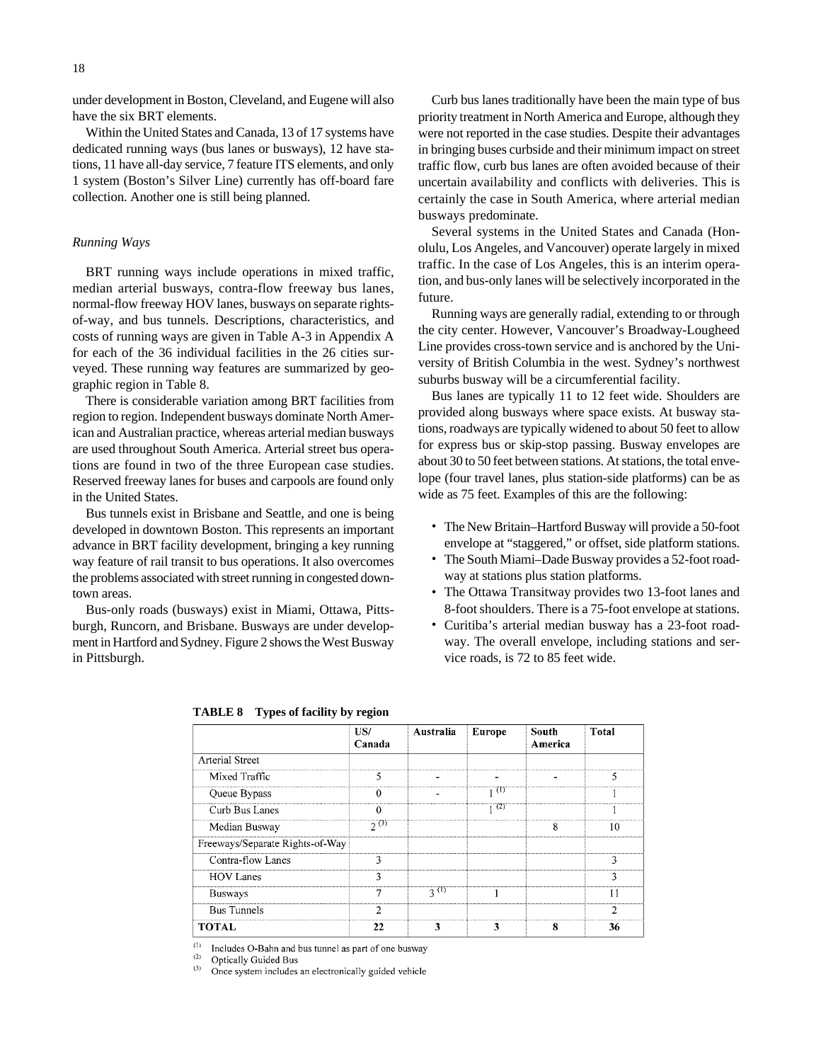under development in Boston, Cleveland, and Eugene will also have the six BRT elements.

Within the United States and Canada, 13 of 17 systems have dedicated running ways (bus lanes or busways), 12 have stations, 11 have all-day service, 7 feature ITS elements, and only 1 system (Boston's Silver Line) currently has off-board fare collection. Another one is still being planned.

### *Running Ways*

BRT running ways include operations in mixed traffic, median arterial busways, contra-flow freeway bus lanes, normal-flow freeway HOV lanes, busways on separate rights-of-way, and bus tunnels. Descriptions, characteristics, and costs of running ways are given in Table A-3 in Appendix A for each of the 36 individual facilities in the 26 cities surveyed. These running way features are summarized by geographic region in Table 8.

There is considerable variation among BRT facilities from region to region. Independent busways dominate North American and Australian practice, whereas arterial median busways are used throughout South America. Arterial street bus operations are found in two of the three European case studies. Reserved freeway lanes for buses and carpools are found only in the United States.

Bus tunnels exist in Brisbane and Seattle, and one is being developed in downtown Boston. This represents an important advance in BRT facility development, bringing a key running way feature of rail transit to bus operations. It also overcomes the problems associated with street running in congested downtown areas.

Bus-only roads (busways) exist in Miami, Ottawa, Pittsburgh, Runcorn, and Brisbane. Busways are under development in Hartford and Sydney. Figure 2 shows the West Busway in Pittsburgh.

Curb bus lanes traditionally have been the main type of bus priority treatment in North America and Europe, although they were not reported in the case studies. Despite their advantages in bringing buses curbside and their minimum impact on street traffic flow, curb bus lanes are often avoided because of their uncertain availability and conflicts with deliveries. This is certainly the case in South America, where arterial median busways predominate.

Several systems in the United States and Canada (Honolulu, Los Angeles, and Vancouver) operate largely in mixed traffic. In the case of Los Angeles, this is an interim operation, and bus-only lanes will be selectively incorporated in the future.

Running ways are generally radial, extending to or through the city center. However, Vancouver's Broadway-Lougheed Line provides cross-town service and is anchored by the University of British Columbia in the west. Sydney's northwest suburbs busway will be a circumferential facility.

Bus lanes are typically 11 to 12 feet wide. Shoulders are provided along busways where space exists. At busway stations, roadways are typically widened to about 50 feet to allow for express bus or skip-stop passing. Busway envelopes are about 30 to 50 feet between stations. At stations, the total envelope (four travel lanes, plus station-side platforms) can be as wide as 75 feet. Examples of this are the following:

- The New Britain–Hartford Busway will provide a 50-foot envelope at "staggered," or offset, side platform stations.
- The South Miami–Dade Busway provides a 52-foot roadway at stations plus station platforms.
- The Ottawa Transitway provides two 13-foot lanes and 8-foot shoulders. There is a 75-foot envelope at stations.
- Curitiba's arterial median busway has a 23-foot roadway. The overall envelope, including stations and service roads, is 72 to 85 feet wide.

**TABLE 8 Types of facility by region**

| | US/ Canada | Australia | Europe | South America | Total |
|---|---|---|---|---|---|
| Arterial Street | | | | | |
| Mixed Traffic | 5 | - | - | - | 5 |
| Queue Bypass | 0 | - | 1 [1] | | 1 |
| Curb Bus Lanes | 0 | | 1 [2] | | 1 |
| Median Busway | 2 [3] | | | 8 | 10 |
| Freeways/Separate Rights-of-Way | | | | | |
| Contra-flow Lanes | 3 | | | | 3 |
| HOV Lanes | 3 | | | | 3 |
| Busways | 7 | 3 [1] | 1 | | 11 |
| Bus Tunnels | 2 | | | | 2 |
| **TOTAL** | **22** | **3** | **3** | **8** | **36** |

[1] Includes O-Bahn and bus tunnel as part of one busway
[2] Optically Guided Bus
[3] Once system includes an electronically guided vehicle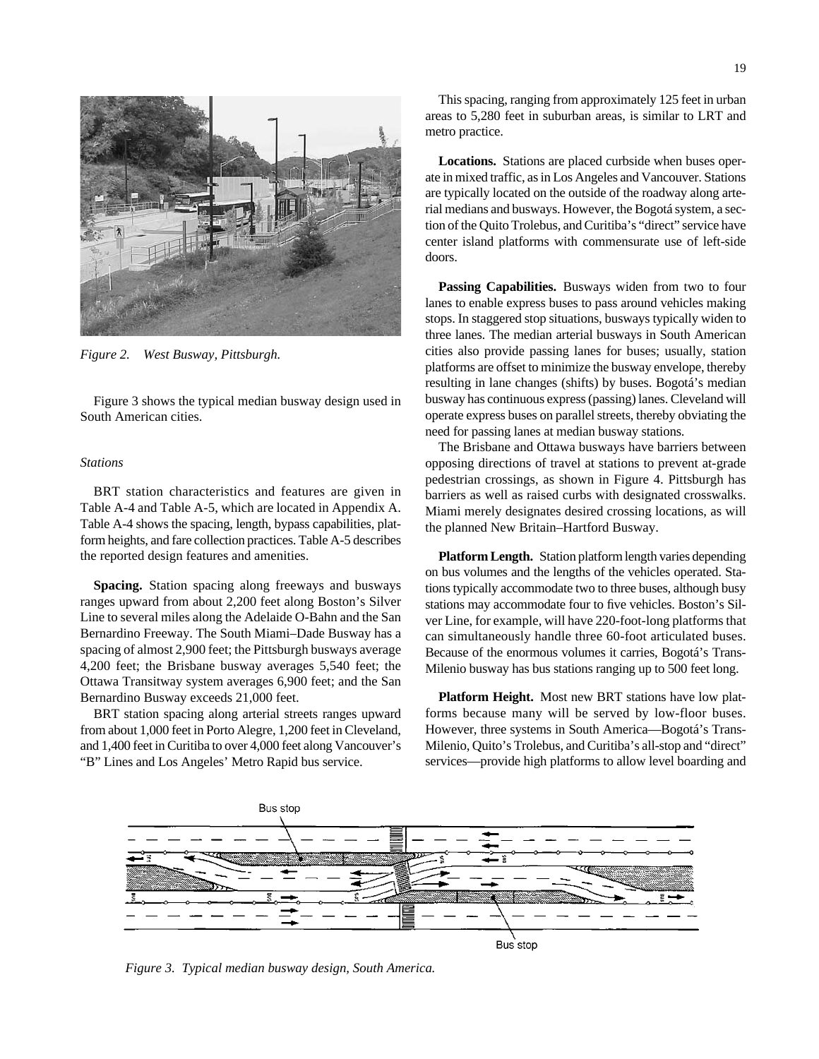*Figure 2. West Busway, Pittsburgh.*

Figure 3 shows the typical median busway design used in South American cities.

*Stations*

BRT station characteristics and features are given in Table A-4 and Table A-5, which are located in Appendix A. Table A-4 shows the spacing, length, bypass capabilities, platform heights, and fare collection practices. Table A-5 describes the reported design features and amenities.

**Spacing.** Station spacing along freeways and busways ranges upward from about 2,200 feet along Boston's Silver Line to several miles along the Adelaide O-Bahn and the San Bernardino Freeway. The South Miami–Dade Busway has a spacing of almost 2,900 feet; the Pittsburgh busways average 4,200 feet; the Brisbane busway averages 5,540 feet; the Ottawa Transitway system averages 6,900 feet; and the San Bernardino Busway exceeds 21,000 feet.

BRT station spacing along arterial streets ranges upward from about 1,000 feet in Porto Alegre, 1,200 feet in Cleveland, and 1,400 feet in Curitiba to over 4,000 feet along Vancouver's "B" Lines and Los Angeles' Metro Rapid bus service.

This spacing, ranging from approximately 125 feet in urban areas to 5,280 feet in suburban areas, is similar to LRT and metro practice.

**Locations.** Stations are placed curbside when buses operate in mixed traffic, as in Los Angeles and Vancouver. Stations are typically located on the outside of the roadway along arterial medians and busways. However, the Bogotá system, a section of the Quito Trolebus, and Curitiba's "direct" service have center island platforms with commensurate use of left-side doors.

**Passing Capabilities.** Busways widen from two to four lanes to enable express buses to pass around vehicles making stops. In staggered stop situations, busways typically widen to three lanes. The median arterial busways in South American cities also provide passing lanes for buses; usually, station platforms are offset to minimize the busway envelope, thereby resulting in lane changes (shifts) by buses. Bogotá's median busway has continuous express (passing) lanes. Cleveland will operate express buses on parallel streets, thereby obviating the need for passing lanes at median busway stations.

The Brisbane and Ottawa busways have barriers between opposing directions of travel at stations to prevent at-grade pedestrian crossings, as shown in Figure 4. Pittsburgh has barriers as well as raised curbs with designated crosswalks. Miami merely designates desired crossing locations, as will the planned New Britain–Hartford Busway.

**Platform Length.** Station platform length varies depending on bus volumes and the lengths of the vehicles operated. Stations typically accommodate two to three buses, although busy stations may accommodate four to five vehicles. Boston's Silver Line, for example, will have 220-foot-long platforms that can simultaneously handle three 60-foot articulated buses. Because of the enormous volumes it carries, Bogotá's TransMilenio busway has bus stations ranging up to 500 feet long.

**Platform Height.** Most new BRT stations have low platforms because many will be served by low-floor buses. However, three systems in South America—Bogotá's TransMilenio, Quito's Trolebus, and Curitiba's all-stop and "direct" services—provide high platforms to allow level boarding and

*Figure 3. Typical median busway design, South America.*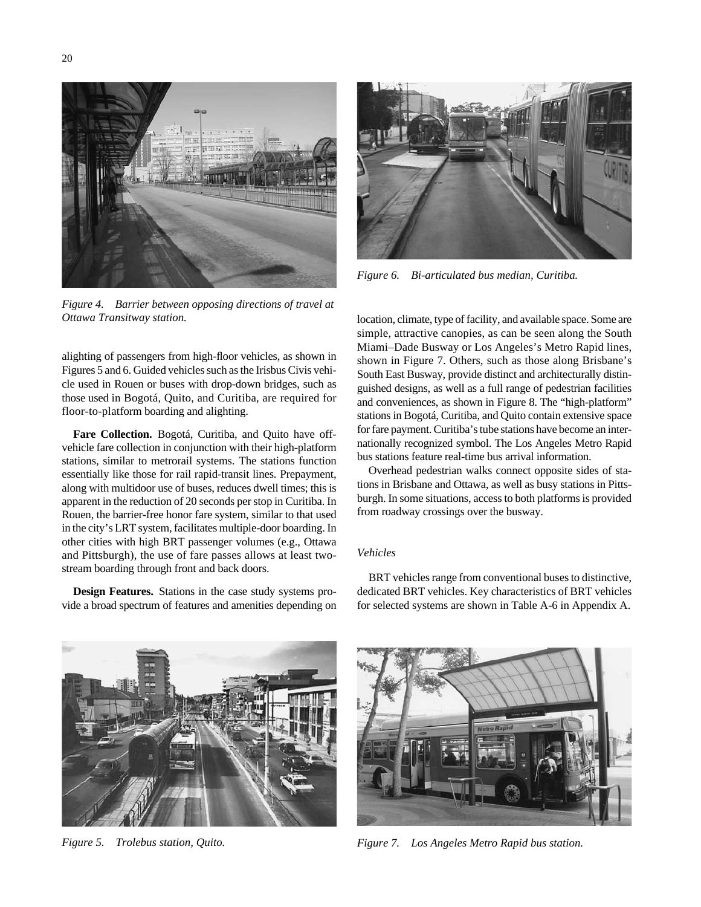*Figure 4. Barrier between opposing directions of travel at Ottawa Transitway station.*

*Figure 6. Bi-articulated bus median, Curitiba.*

alighting of passengers from high-floor vehicles, as shown in Figures 5 and 6. Guided vehicles such as the Irisbus Civis vehicle used in Rouen or buses with drop-down bridges, such as those used in Bogotá, Quito, and Curitiba, are required for floor-to-platform boarding and alighting.

**Fare Collection.** Bogotá, Curitiba, and Quito have off-vehicle fare collection in conjunction with their high-platform stations, similar to metrorail systems. The stations function essentially like those for rail rapid-transit lines. Prepayment, along with multidoor use of buses, reduces dwell times; this is apparent in the reduction of 20 seconds per stop in Curitiba. In Rouen, the barrier-free honor fare system, similar to that used in the city's LRT system, facilitates multiple-door boarding. In other cities with high BRT passenger volumes (e.g., Ottawa and Pittsburgh), the use of fare passes allows at least two-stream boarding through front and back doors.

**Design Features.** Stations in the case study systems provide a broad spectrum of features and amenities depending on location, climate, type of facility, and available space. Some are simple, attractive canopies, as can be seen along the South Miami–Dade Busway or Los Angeles's Metro Rapid lines, shown in Figure 7. Others, such as those along Brisbane's South East Busway, provide distinct and architecturally distinguished designs, as well as a full range of pedestrian facilities and conveniences, as shown in Figure 8. The "high-platform" stations in Bogotá, Curitiba, and Quito contain extensive space for fare payment. Curitiba's tube stations have become an internationally recognized symbol. The Los Angeles Metro Rapid bus stations feature real-time bus arrival information.

Overhead pedestrian walks connect opposite sides of stations in Brisbane and Ottawa, as well as busy stations in Pittsburgh. In some situations, access to both platforms is provided from roadway crossings over the busway.

### *Vehicles*

BRT vehicles range from conventional buses to distinctive, dedicated BRT vehicles. Key characteristics of BRT vehicles for selected systems are shown in Table A-6 in Appendix A.

*Figure 5. Trolebus station, Quito.*

*Figure 7. Los Angeles Metro Rapid bus station.*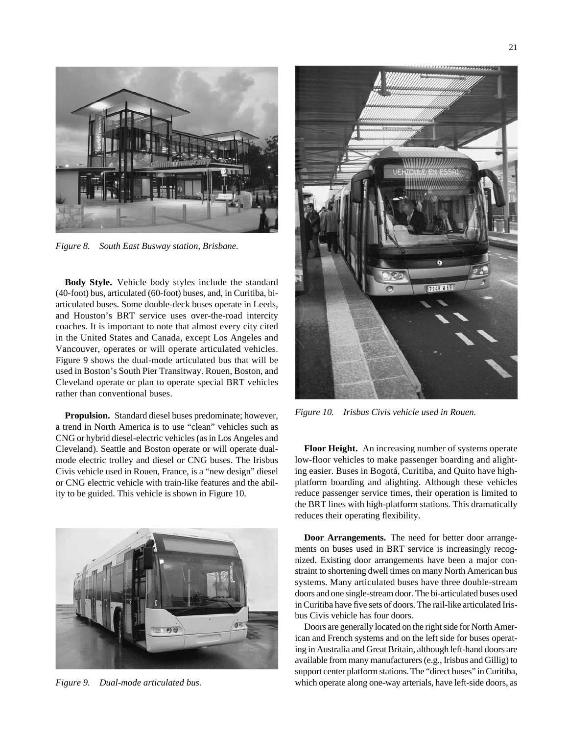Figure 8. South East Busway station, Brisbane.

**Body Style.** Vehicle body styles include the standard (40-foot) bus, articulated (60-foot) buses, and, in Curitiba, bi-articulated buses. Some double-deck buses operate in Leeds, and Houston's BRT service uses over-the-road intercity coaches. It is important to note that almost every city cited in the United States and Canada, except Los Angeles and Vancouver, operates or will operate articulated vehicles. Figure 9 shows the dual-mode articulated bus that will be used in Boston's South Pier Transitway. Rouen, Boston, and Cleveland operate or plan to operate special BRT vehicles rather than conventional buses.

**Propulsion.** Standard diesel buses predominate; however, a trend in North America is to use "clean" vehicles such as CNG or hybrid diesel-electric vehicles (as in Los Angeles and Cleveland). Seattle and Boston operate or will operate dual-mode electric trolley and diesel or CNG buses. The Irisbus Civis vehicle used in Rouen, France, is a "new design" diesel or CNG electric vehicle with train-like features and the ability to be guided. This vehicle is shown in Figure 10.

Figure 9. Dual-mode articulated bus.

Figure 10. Irisbus Civis vehicle used in Rouen.

**Floor Height.** An increasing number of systems operate low-floor vehicles to make passenger boarding and alighting easier. Buses in Bogotá, Curitiba, and Quito have high-platform boarding and alighting. Although these vehicles reduce passenger service times, their operation is limited to the BRT lines with high-platform stations. This dramatically reduces their operating flexibility.

**Door Arrangements.** The need for better door arrangements on buses used in BRT service is increasingly recognized. Existing door arrangements have been a major constraint to shortening dwell times on many North American bus systems. Many articulated buses have three double-stream doors and one single-stream door. The bi-articulated buses used in Curitiba have five sets of doors. The rail-like articulated Irisbus Civis vehicle has four doors.

Doors are generally located on the right side for North American and French systems and on the left side for buses operating in Australia and Great Britain, although left-hand doors are available from many manufacturers (e.g., Irisbus and Gillig) to support center platform stations. The "direct buses" in Curitiba, which operate along one-way arterials, have left-side doors, as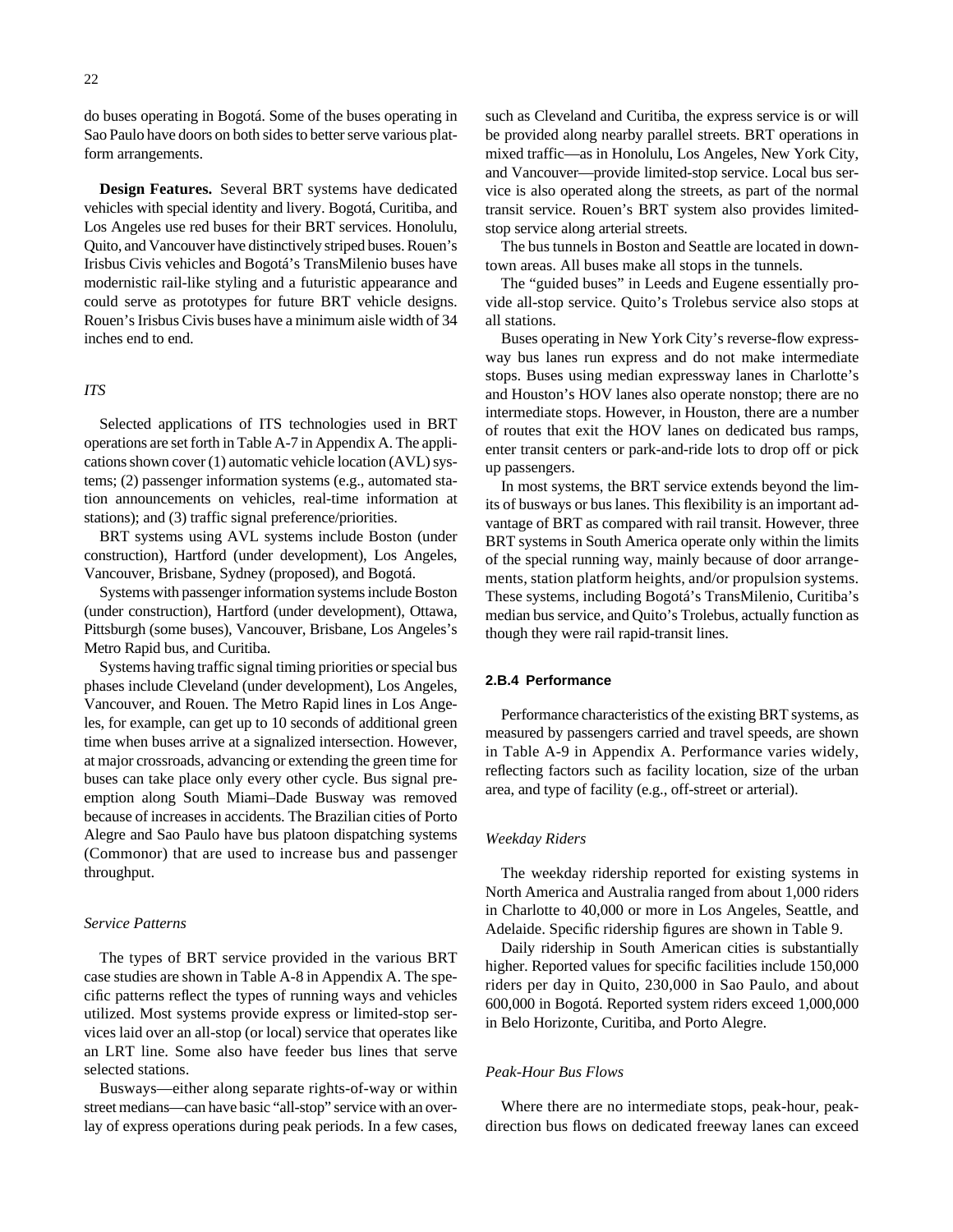do buses operating in Bogotá. Some of the buses operating in Sao Paulo have doors on both sides to better serve various platform arrangements.

**Design Features.** Several BRT systems have dedicated vehicles with special identity and livery. Bogotá, Curitiba, and Los Angeles use red buses for their BRT services. Honolulu, Quito, and Vancouver have distinctively striped buses. Rouen's Irisbus Civis vehicles and Bogotá's TransMilenio buses have modernistic rail-like styling and a futuristic appearance and could serve as prototypes for future BRT vehicle designs. Rouen's Irisbus Civis buses have a minimum aisle width of 34 inches end to end.

### *ITS*

Selected applications of ITS technologies used in BRT operations are set forth in Table A-7 in Appendix A. The applications shown cover (1) automatic vehicle location (AVL) systems; (2) passenger information systems (e.g., automated station announcements on vehicles, real-time information at stations); and (3) traffic signal preference/priorities.

BRT systems using AVL systems include Boston (under construction), Hartford (under development), Los Angeles, Vancouver, Brisbane, Sydney (proposed), and Bogotá.

Systems with passenger information systems include Boston (under construction), Hartford (under development), Ottawa, Pittsburgh (some buses), Vancouver, Brisbane, Los Angeles's Metro Rapid bus, and Curitiba.

Systems having traffic signal timing priorities or special bus phases include Cleveland (under development), Los Angeles, Vancouver, and Rouen. The Metro Rapid lines in Los Angeles, for example, can get up to 10 seconds of additional green time when buses arrive at a signalized intersection. However, at major crossroads, advancing or extending the green time for buses can take place only every other cycle. Bus signal preemption along South Miami–Dade Busway was removed because of increases in accidents. The Brazilian cities of Porto Alegre and Sao Paulo have bus platoon dispatching systems (Commonor) that are used to increase bus and passenger throughput.

### *Service Patterns*

The types of BRT service provided in the various BRT case studies are shown in Table A-8 in Appendix A. The specific patterns reflect the types of running ways and vehicles utilized. Most systems provide express or limited-stop services laid over an all-stop (or local) service that operates like an LRT line. Some also have feeder bus lines that serve selected stations.

Busways—either along separate rights-of-way or within street medians—can have basic "all-stop" service with an overlay of express operations during peak periods. In a few cases, such as Cleveland and Curitiba, the express service is or will be provided along nearby parallel streets. BRT operations in mixed traffic—as in Honolulu, Los Angeles, New York City, and Vancouver—provide limited-stop service. Local bus service is also operated along the streets, as part of the normal transit service. Rouen's BRT system also provides limited-stop service along arterial streets.

The bus tunnels in Boston and Seattle are located in downtown areas. All buses make all stops in the tunnels.

The "guided buses" in Leeds and Eugene essentially provide all-stop service. Quito's Trolebus service also stops at all stations.

Buses operating in New York City's reverse-flow expressway bus lanes run express and do not make intermediate stops. Buses using median expressway lanes in Charlotte's and Houston's HOV lanes also operate nonstop; there are no intermediate stops. However, in Houston, there are a number of routes that exit the HOV lanes on dedicated bus ramps, enter transit centers or park-and-ride lots to drop off or pick up passengers.

In most systems, the BRT service extends beyond the limits of busways or bus lanes. This flexibility is an important advantage of BRT as compared with rail transit. However, three BRT systems in South America operate only within the limits of the special running way, mainly because of door arrangements, station platform heights, and/or propulsion systems. These systems, including Bogotá's TransMilenio, Curitiba's median bus service, and Quito's Trolebus, actually function as though they were rail rapid-transit lines.

## 2.B.4 Performance

Performance characteristics of the existing BRT systems, as measured by passengers carried and travel speeds, are shown in Table A-9 in Appendix A. Performance varies widely, reflecting factors such as facility location, size of the urban area, and type of facility (e.g., off-street or arterial).

### *Weekday Riders*

The weekday ridership reported for existing systems in North America and Australia ranged from about 1,000 riders in Charlotte to 40,000 or more in Los Angeles, Seattle, and Adelaide. Specific ridership figures are shown in Table 9.

Daily ridership in South American cities is substantially higher. Reported values for specific facilities include 150,000 riders per day in Quito, 230,000 in Sao Paulo, and about 600,000 in Bogotá. Reported system riders exceed 1,000,000 in Belo Horizonte, Curitiba, and Porto Alegre.

### *Peak-Hour Bus Flows*

Where there are no intermediate stops, peak-hour, peak-direction bus flows on dedicated freeway lanes can exceed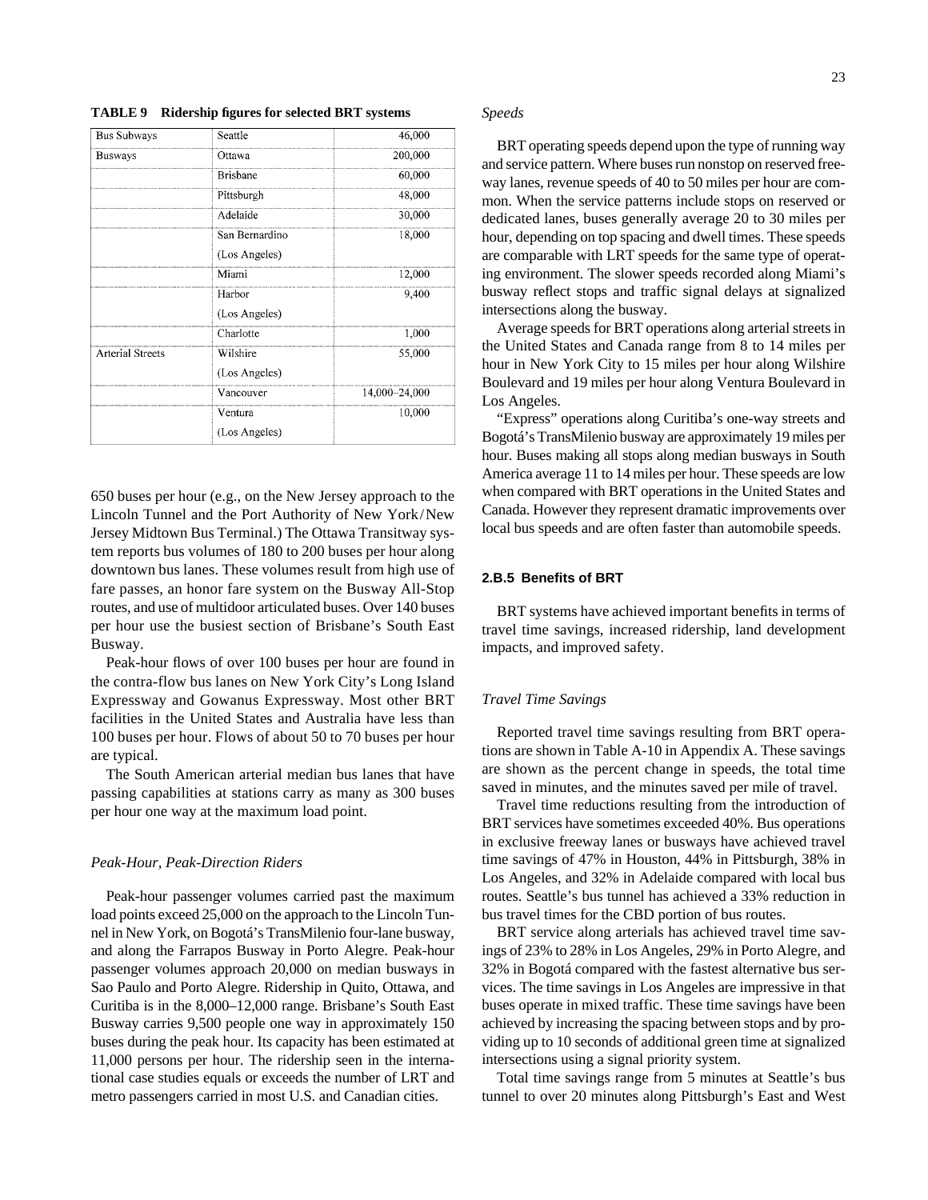**TABLE 9 Ridership figures for selected BRT systems**

| | | |
|---|---|---|
| Bus Subways | Seattle | 46,000 |
| Busways | Ottawa | 200,000 |
| | Brisbane | 60,000 |
| | Pittsburgh | 48,000 |
| | Adelaide | 30,000 |
| | San Bernardino (Los Angeles) | 18,000 |
| | Miami | 12,000 |
| | Harbor (Los Angeles) | 9,400 |
| | Charlotte | 1,000 |
| Arterial Streets | Wilshire (Los Angeles) | 55,000 |
| | Vancouver | 14,000–24,000 |
| | Ventura (Los Angeles) | 10,000 |

650 buses per hour (e.g., on the New Jersey approach to the Lincoln Tunnel and the Port Authority of New York/New Jersey Midtown Bus Terminal.) The Ottawa Transitway system reports bus volumes of 180 to 200 buses per hour along downtown bus lanes. These volumes result from high use of fare passes, an honor fare system on the Busway All-Stop routes, and use of multidoor articulated buses. Over 140 buses per hour use the busiest section of Brisbane's South East Busway.

Peak-hour flows of over 100 buses per hour are found in the contra-flow bus lanes on New York City's Long Island Expressway and Gowanus Expressway. Most other BRT facilities in the United States and Australia have less than 100 buses per hour. Flows of about 50 to 70 buses per hour are typical.

The South American arterial median bus lanes that have passing capabilities at stations carry as many as 300 buses per hour one way at the maximum load point.

*Peak-Hour, Peak-Direction Riders*

Peak-hour passenger volumes carried past the maximum load points exceed 25,000 on the approach to the Lincoln Tunnel in New York, on Bogotá's TransMilenio four-lane busway, and along the Farrapos Busway in Porto Alegre. Peak-hour passenger volumes approach 20,000 on median busways in Sao Paulo and Porto Alegre. Ridership in Quito, Ottawa, and Curitiba is in the 8,000–12,000 range. Brisbane's South East Busway carries 9,500 people one way in approximately 150 buses during the peak hour. Its capacity has been estimated at 11,000 persons per hour. The ridership seen in the international case studies equals or exceeds the number of LRT and metro passengers carried in most U.S. and Canadian cities.

*Speeds*

BRT operating speeds depend upon the type of running way and service pattern. Where buses run nonstop on reserved freeway lanes, revenue speeds of 40 to 50 miles per hour are common. When the service patterns include stops on reserved or dedicated lanes, buses generally average 20 to 30 miles per hour, depending on top spacing and dwell times. These speeds are comparable with LRT speeds for the same type of operating environment. The slower speeds recorded along Miami's busway reflect stops and traffic signal delays at signalized intersections along the busway.

Average speeds for BRT operations along arterial streets in the United States and Canada range from 8 to 14 miles per hour in New York City to 15 miles per hour along Wilshire Boulevard and 19 miles per hour along Ventura Boulevard in Los Angeles.

"Express" operations along Curitiba's one-way streets and Bogotá's TransMilenio busway are approximately 19 miles per hour. Buses making all stops along median busways in South America average 11 to 14 miles per hour. These speeds are low when compared with BRT operations in the United States and Canada. However they represent dramatic improvements over local bus speeds and are often faster than automobile speeds.

### 2.B.5 Benefits of BRT

BRT systems have achieved important benefits in terms of travel time savings, increased ridership, land development impacts, and improved safety.

*Travel Time Savings*

Reported travel time savings resulting from BRT operations are shown in Table A-10 in Appendix A. These savings are shown as the percent change in speeds, the total time saved in minutes, and the minutes saved per mile of travel.

Travel time reductions resulting from the introduction of BRT services have sometimes exceeded 40%. Bus operations in exclusive freeway lanes or busways have achieved travel time savings of 47% in Houston, 44% in Pittsburgh, 38% in Los Angeles, and 32% in Adelaide compared with local bus routes. Seattle's bus tunnel has achieved a 33% reduction in bus travel times for the CBD portion of bus routes.

BRT service along arterials has achieved travel time savings of 23% to 28% in Los Angeles, 29% in Porto Alegre, and 32% in Bogotá compared with the fastest alternative bus services. The time savings in Los Angeles are impressive in that buses operate in mixed traffic. These time savings have been achieved by increasing the spacing between stops and by providing up to 10 seconds of additional green time at signalized intersections using a signal priority system.

Total time savings range from 5 minutes at Seattle's bus tunnel to over 20 minutes along Pittsburgh's East and West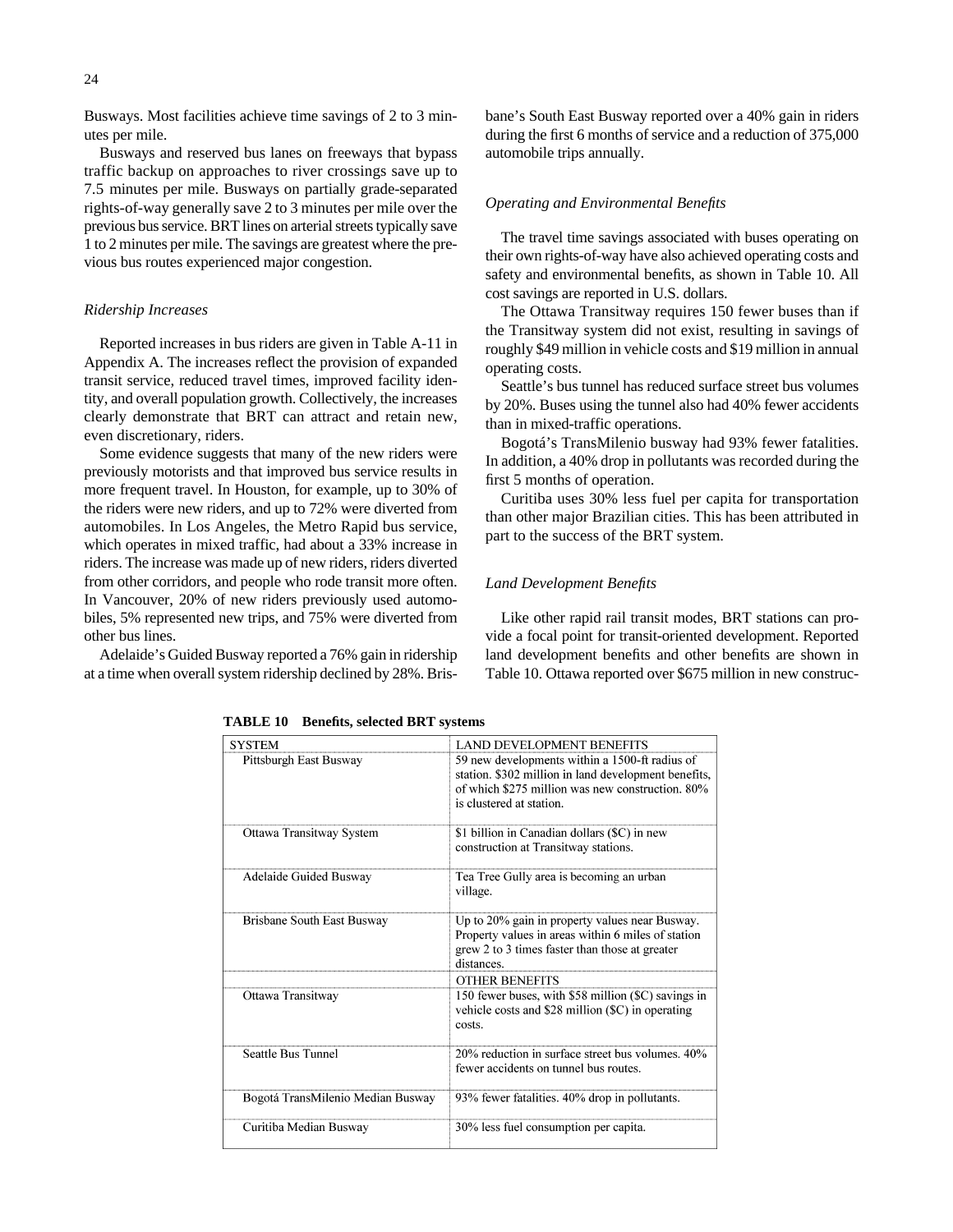Busways. Most facilities achieve time savings of 2 to 3 minutes per mile.

Busways and reserved bus lanes on freeways that bypass traffic backup on approaches to river crossings save up to 7.5 minutes per mile. Busways on partially grade-separated rights-of-way generally save 2 to 3 minutes per mile over the previous bus service. BRT lines on arterial streets typically save 1 to 2 minutes per mile. The savings are greatest where the previous bus routes experienced major congestion.

*Ridership Increases*

Reported increases in bus riders are given in Table A-11 in Appendix A. The increases reflect the provision of expanded transit service, reduced travel times, improved facility identity, and overall population growth. Collectively, the increases clearly demonstrate that BRT can attract and retain new, even discretionary, riders.

Some evidence suggests that many of the new riders were previously motorists and that improved bus service results in more frequent travel. In Houston, for example, up to 30% of the riders were new riders, and up to 72% were diverted from automobiles. In Los Angeles, the Metro Rapid bus service, which operates in mixed traffic, had about a 33% increase in riders. The increase was made up of new riders, riders diverted from other corridors, and people who rode transit more often. In Vancouver, 20% of new riders previously used automobiles, 5% represented new trips, and 75% were diverted from other bus lines.

Adelaide's Guided Busway reported a 76% gain in ridership at a time when overall system ridership declined by 28%. Brisbane's South East Busway reported over a 40% gain in riders during the first 6 months of service and a reduction of 375,000 automobile trips annually.

*Operating and Environmental Benefits*

The travel time savings associated with buses operating on their own rights-of-way have also achieved operating costs and safety and environmental benefits, as shown in Table 10. All cost savings are reported in U.S. dollars.

The Ottawa Transitway requires 150 fewer buses than if the Transitway system did not exist, resulting in savings of roughly $49 million in vehicle costs and $19 million in annual operating costs.

Seattle's bus tunnel has reduced surface street bus volumes by 20%. Buses using the tunnel also had 40% fewer accidents than in mixed-traffic operations.

Bogotá's TransMilenio busway had 93% fewer fatalities. In addition, a 40% drop in pollutants was recorded during the first 5 months of operation.

Curitiba uses 30% less fuel per capita for transportation than other major Brazilian cities. This has been attributed in part to the success of the BRT system.

*Land Development Benefits*

Like other rapid rail transit modes, BRT stations can provide a focal point for transit-oriented development. Reported land development benefits and other benefits are shown in Table 10. Ottawa reported over $675 million in new construc-

**TABLE 10 Benefits, selected BRT systems**

| SYSTEM | LAND DEVELOPMENT BENEFITS |
|---|---|
| Pittsburgh East Busway | 59 new developments within a 1500-ft radius of station. $302 million in land development benefits, of which $275 million was new construction. 80% is clustered at station. |
| Ottawa Transitway System | $1 billion in Canadian dollars ($C) in new construction at Transitway stations. |
| Adelaide Guided Busway | Tea Tree Gully area is becoming an urban village. |
| Brisbane South East Busway | Up to 20% gain in property values near Busway. Property values in areas within 6 miles of station grew 2 to 3 times faster than those at greater distances. |
| | OTHER BENEFITS |
| Ottawa Transitway | 150 fewer buses, with $58 million ($C) savings in vehicle costs and $28 million ($C) in operating costs. |
| Seattle Bus Tunnel | 20% reduction in surface street bus volumes. 40% fewer accidents on tunnel bus routes. |
| Bogotá TransMilenio Median Busway | 93% fewer fatalities. 40% drop in pollutants. |
| Curitiba Median Busway | 30% less fuel consumption per capita. |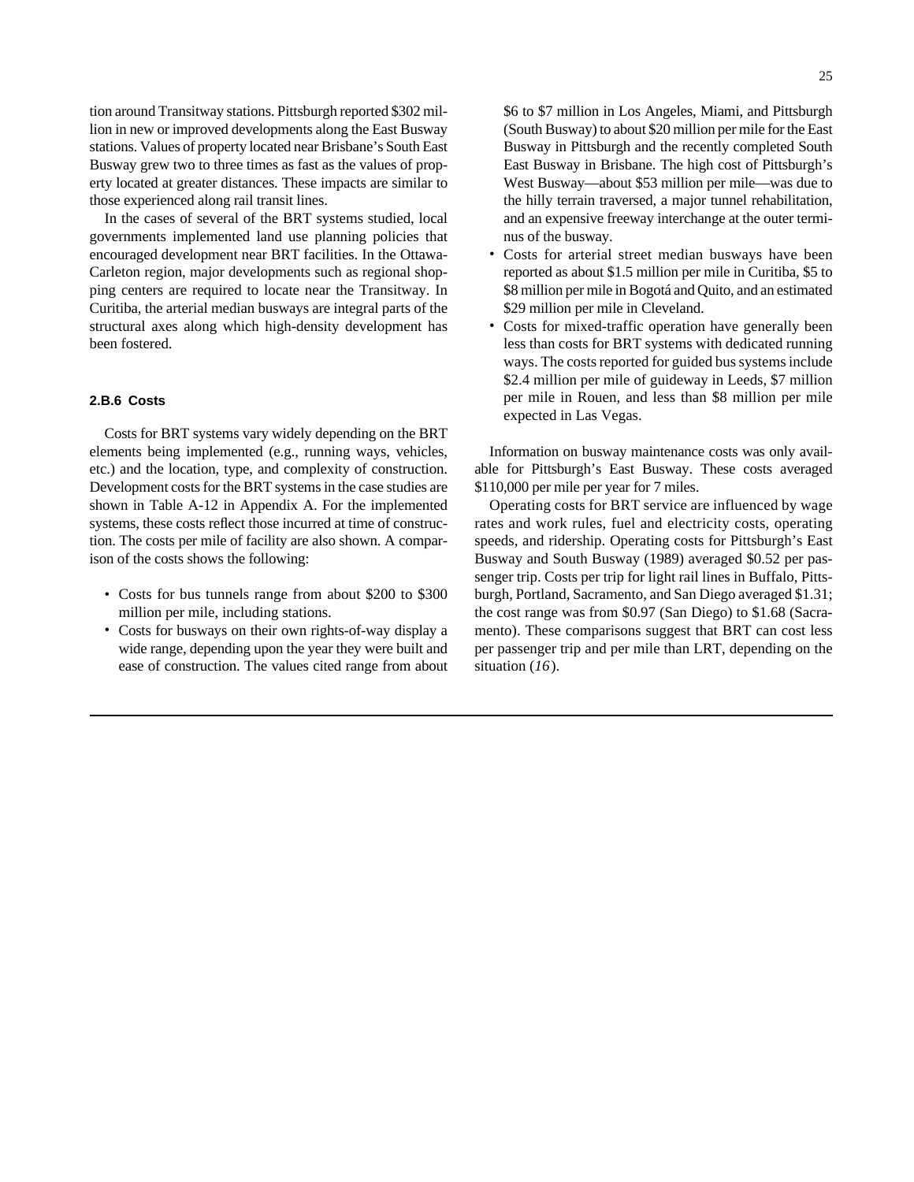tion around Transitway stations. Pittsburgh reported $302 million in new or improved developments along the East Busway stations. Values of property located near Brisbane's South East Busway grew two to three times as fast as the values of property located at greater distances. These impacts are similar to those experienced along rail transit lines.

In the cases of several of the BRT systems studied, local governments implemented land use planning policies that encouraged development near BRT facilities. In the Ottawa-Carleton region, major developments such as regional shopping centers are required to locate near the Transitway. In Curitiba, the arterial median busways are integral parts of the structural axes along which high-density development has been fostered.

### 2.B.6 Costs

Costs for BRT systems vary widely depending on the BRT elements being implemented (e.g., running ways, vehicles, etc.) and the location, type, and complexity of construction. Development costs for the BRT systems in the case studies are shown in Table A-12 in Appendix A. For the implemented systems, these costs reflect those incurred at time of construction. The costs per mile of facility are also shown. A comparison of the costs shows the following:

- Costs for bus tunnels range from about $200 to $300 million per mile, including stations.
- Costs for busways on their own rights-of-way display a wide range, depending upon the year they were built and ease of construction. The values cited range from about $6 to $7 million in Los Angeles, Miami, and Pittsburgh (South Busway) to about $20 million per mile for the East Busway in Pittsburgh and the recently completed South East Busway in Brisbane. The high cost of Pittsburgh's West Busway—about $53 million per mile—was due to the hilly terrain traversed, a major tunnel rehabilitation, and an expensive freeway interchange at the outer terminus of the busway.
- Costs for arterial street median busways have been reported as about $1.5 million per mile in Curitiba, $5 to $8 million per mile in Bogotá and Quito, and an estimated $29 million per mile in Cleveland.
- Costs for mixed-traffic operation have generally been less than costs for BRT systems with dedicated running ways. The costs reported for guided bus systems include $2.4 million per mile of guideway in Leeds, $7 million per mile in Rouen, and less than $8 million per mile expected in Las Vegas.

Information on busway maintenance costs was only available for Pittsburgh's East Busway. These costs averaged $110,000 per mile per year for 7 miles.

Operating costs for BRT service are influenced by wage rates and work rules, fuel and electricity costs, operating speeds, and ridership. Operating costs for Pittsburgh's East Busway and South Busway (1989) averaged $0.52 per passenger trip. Costs per trip for light rail lines in Buffalo, Pittsburgh, Portland, Sacramento, and San Diego averaged $1.31; the cost range was from $0.97 (San Diego) to $1.68 (Sacramento). These comparisons suggest that BRT can cost less per passenger trip and per mile than LRT, depending on the situation (*16*).